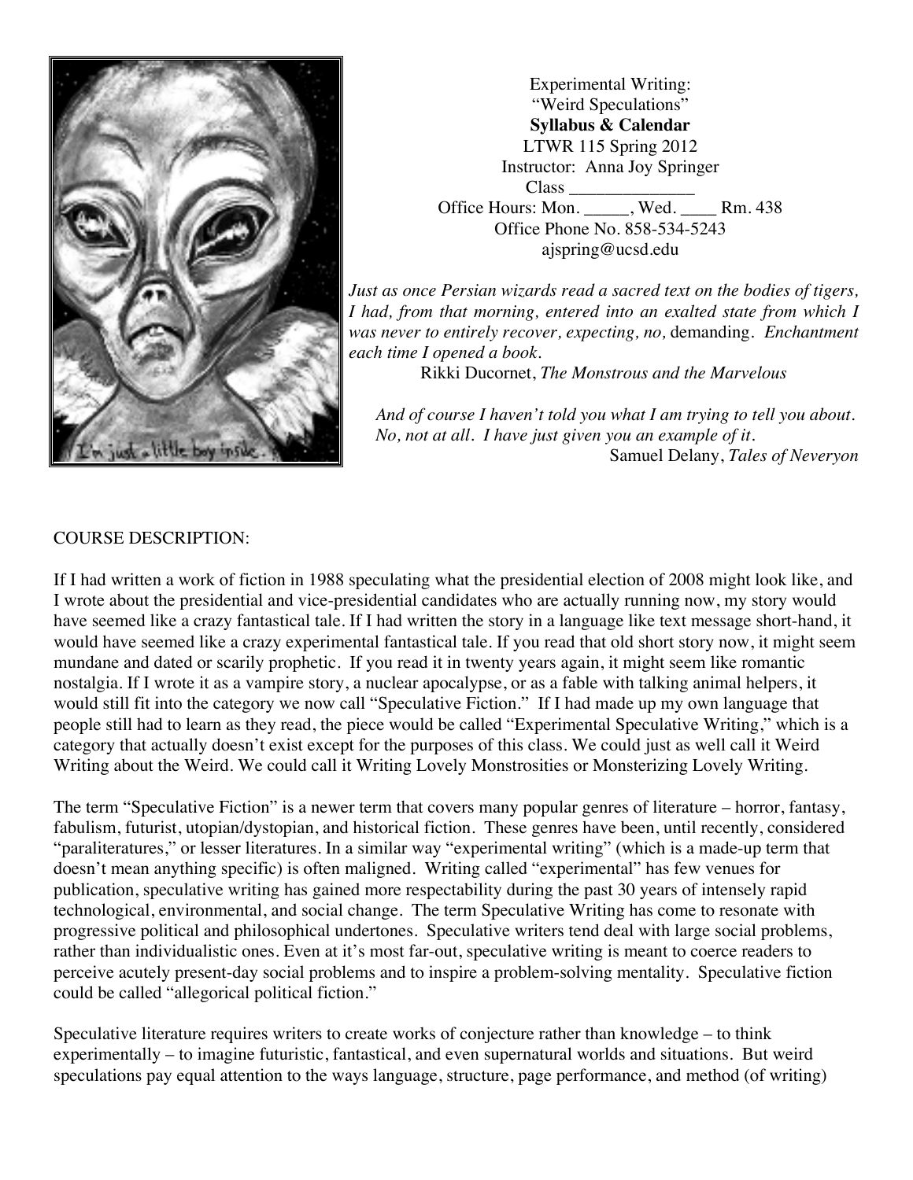Experimental Writing:
"Weird Speculations"
**Syllabus & Calendar**
LTWR 115 Spring 2012
Instructor: Anna Joy Springer
Class ______________
Office Hours: Mon. _____, Wed. ____ Rm. 438
Office Phone No. 858-534-5243
ajspring@ucsd.edu

*Just as once Persian wizards read a sacred text on the bodies of tigers, I had, from that morning, entered into an exalted state from which I was never to entirely recover, expecting, no,* demanding. *Enchantment each time I opened a book.*
Rikki Ducornet, *The Monstrous and the Marvelous*

*And of course I haven't told you what I am trying to tell you about. No, not at all. I have just given you an example of it.*
Samuel Delany, *Tales of Neveryon*

COURSE DESCRIPTION:

If I had written a work of fiction in 1988 speculating what the presidential election of 2008 might look like, and I wrote about the presidential and vice-presidential candidates who are actually running now, my story would have seemed like a crazy fantastical tale. If I had written the story in a language like text message short-hand, it would have seemed like a crazy experimental fantastical tale. If you read that old short story now, it might seem mundane and dated or scarily prophetic. If you read it in twenty years again, it might seem like romantic nostalgia. If I wrote it as a vampire story, a nuclear apocalypse, or as a fable with talking animal helpers, it would still fit into the category we now call "Speculative Fiction." If I had made up my own language that people still had to learn as they read, the piece would be called "Experimental Speculative Writing," which is a category that actually doesn't exist except for the purposes of this class. We could just as well call it Weird Writing about the Weird. We could call it Writing Lovely Monstrosities or Monsterizing Lovely Writing.

The term "Speculative Fiction" is a newer term that covers many popular genres of literature – horror, fantasy, fabulism, futurist, utopian/dystopian, and historical fiction. These genres have been, until recently, considered "paraliteratures," or lesser literatures. In a similar way "experimental writing" (which is a made-up term that doesn't mean anything specific) is often maligned. Writing called "experimental" has few venues for publication, speculative writing has gained more respectability during the past 30 years of intensely rapid technological, environmental, and social change. The term Speculative Writing has come to resonate with progressive political and philosophical undertones. Speculative writers tend deal with large social problems, rather than individualistic ones. Even at it's most far-out, speculative writing is meant to coerce readers to perceive acutely present-day social problems and to inspire a problem-solving mentality. Speculative fiction could be called "allegorical political fiction."

Speculative literature requires writers to create works of conjecture rather than knowledge – to think experimentally – to imagine futuristic, fantastical, and even supernatural worlds and situations. But weird speculations pay equal attention to the ways language, structure, page performance, and method (of writing)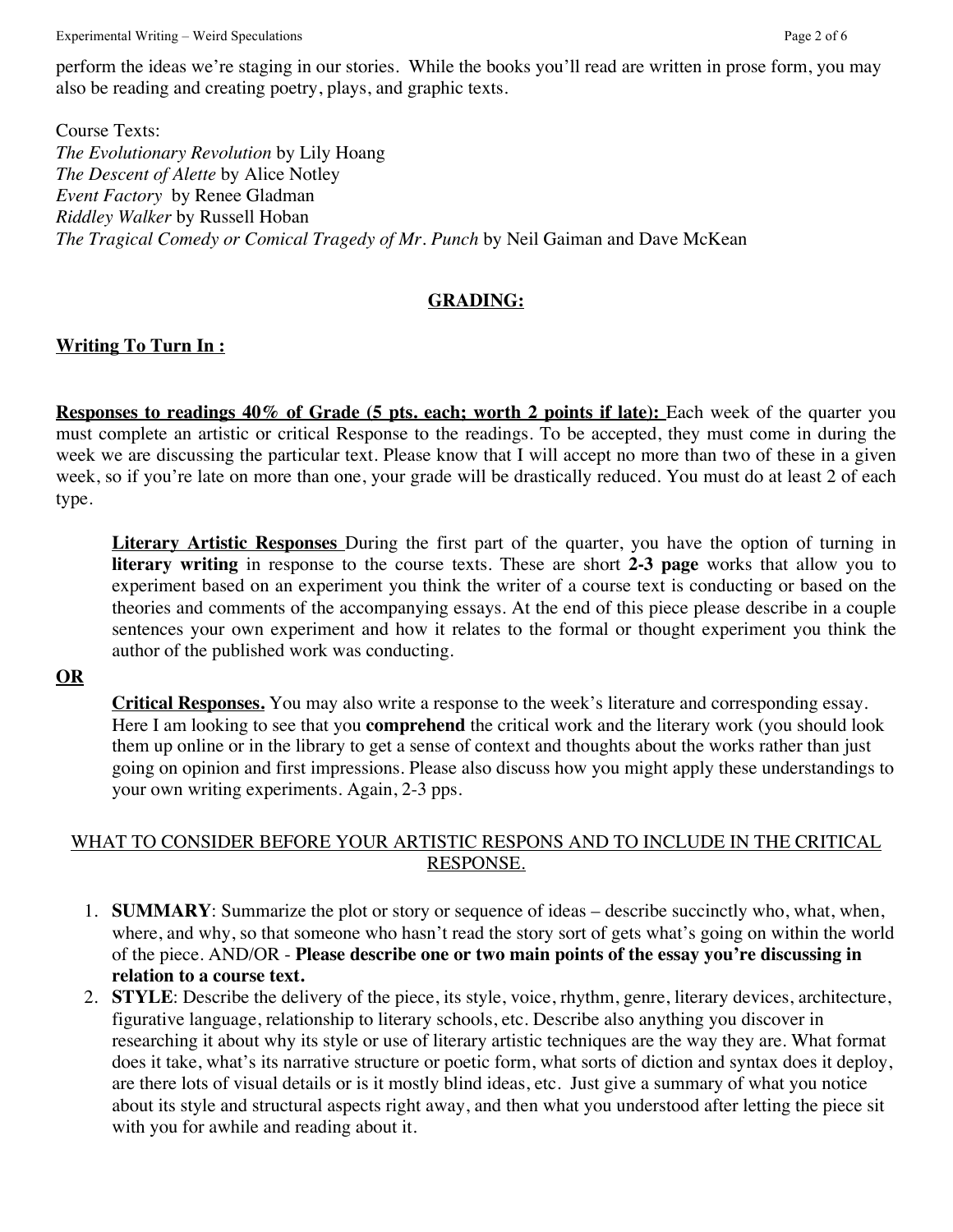perform the ideas we're staging in our stories. While the books you'll read are written in prose form, you may also be reading and creating poetry, plays, and graphic texts.

Course Texts:
*The Evolutionary Revolution* by Lily Hoang
*The Descent of Alette* by Alice Notley
*Event Factory* by Renee Gladman
*Riddley Walker* by Russell Hoban
*The Tragical Comedy or Comical Tragedy of Mr. Punch* by Neil Gaiman and Dave McKean

## GRADING:

### Writing To Turn In :

**Responses to readings 40% of Grade (5 pts. each; worth 2 points if late):** Each week of the quarter you must complete an artistic or critical Response to the readings. To be accepted, they must come in during the week we are discussing the particular text. Please know that I will accept no more than two of these in a given week, so if you're late on more than one, your grade will be drastically reduced. You must do at least 2 of each type.

> **Literary Artistic Responses** During the first part of the quarter, you have the option of turning in **literary writing** in response to the course texts. These are short **2-3 page** works that allow you to experiment based on an experiment you think the writer of a course text is conducting or based on the theories and comments of the accompanying essays. At the end of this piece please describe in a couple sentences your own experiment and how it relates to the formal or thought experiment you think the author of the published work was conducting.

**OR**

> **Critical Responses.** You may also write a response to the week's literature and corresponding essay. Here I am looking to see that you **comprehend** the critical work and the literary work (you should look them up online or in the library to get a sense of context and thoughts about the works rather than just going on opinion and first impressions. Please also discuss how you might apply these understandings to your own writing experiments. Again, 2-3 pps.

WHAT TO CONSIDER BEFORE YOUR ARTISTIC RESPONS AND TO INCLUDE IN THE CRITICAL RESPONSE.

1. **SUMMARY**: Summarize the plot or story or sequence of ideas – describe succinctly who, what, when, where, and why, so that someone who hasn't read the story sort of gets what's going on within the world of the piece. AND/OR - **Please describe one or two main points of the essay you're discussing in relation to a course text.**
2. **STYLE**: Describe the delivery of the piece, its style, voice, rhythm, genre, literary devices, architecture, figurative language, relationship to literary schools, etc. Describe also anything you discover in researching it about why its style or use of literary artistic techniques are the way they are. What format does it take, what's its narrative structure or poetic form, what sorts of diction and syntax does it deploy, are there lots of visual details or is it mostly blind ideas, etc. Just give a summary of what you notice about its style and structural aspects right away, and then what you understood after letting the piece sit with you for awhile and reading about it.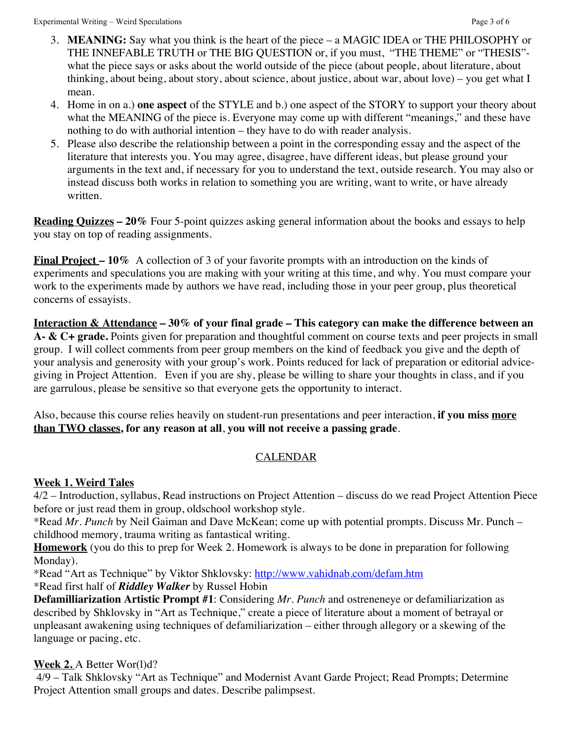3. **MEANING:** Say what you think is the heart of the piece – a MAGIC IDEA or THE PHILOSOPHY or THE INNEFABLE TRUTH or THE BIG QUESTION or, if you must, "THE THEME" or "THESIS"- what the piece says or asks about the world outside of the piece (about people, about literature, about thinking, about being, about story, about science, about justice, about war, about love) – you get what I mean.
4. Home in on a.) **one aspect** of the STYLE and b.) one aspect of the STORY to support your theory about what the MEANING of the piece is. Everyone may come up with different "meanings," and these have nothing to do with authorial intention – they have to do with reader analysis.
5. Please also describe the relationship between a point in the corresponding essay and the aspect of the literature that interests you. You may agree, disagree, have different ideas, but please ground your arguments in the text and, if necessary for you to understand the text, outside research. You may also or instead discuss both works in relation to something you are writing, want to write, or have already written.

**Reading Quizzes – 20%** Four 5-point quizzes asking general information about the books and essays to help you stay on top of reading assignments.

**Final Project – 10%** A collection of 3 of your favorite prompts with an introduction on the kinds of experiments and speculations you are making with your writing at this time, and why. You must compare your work to the experiments made by authors we have read, including those in your peer group, plus theoretical concerns of essayists.

**Interaction & Attendance – 30% of your final grade – This category can make the difference between an A- & C+ grade.** Points given for preparation and thoughtful comment on course texts and peer projects in small group. I will collect comments from peer group members on the kind of feedback you give and the depth of your analysis and generosity with your group's work. Points reduced for lack of preparation or editorial advice-giving in Project Attention. Even if you are shy, please be willing to share your thoughts in class, and if you are garrulous, please be sensitive so that everyone gets the opportunity to interact.

Also, because this course relies heavily on student-run presentations and peer interaction, **if you miss more than TWO classes, for any reason at all**, **you will not receive a passing grade**.

## CALENDAR

**Week 1. Weird Tales**

4/2 – Introduction, syllabus, Read instructions on Project Attention – discuss do we read Project Attention Piece before or just read them in group, oldschool workshop style.

*Read *Mr. Punch* by Neil Gaiman and Dave McKean; come up with potential prompts. Discuss Mr. Punch – childhood memory, trauma writing as fantastical writing.

**Homework** (you do this to prep for Week 2. Homework is always to be done in preparation for following Monday).

*Read "Art as Technique" by Viktor Shklovsky: http://www.vahidnab.com/defam.htm

*Read first half of ***Riddley Walker*** by Russel Hobin

**Defamilliarization Artistic Prompt #1**: Considering *Mr. Punch* and ostreneneye or defamiliarization as described by Shklovsky in "Art as Technique," create a piece of literature about a moment of betrayal or unpleasant awakening using techniques of defamiliarization – either through allegory or a skewing of the language or pacing, etc.

**Week 2.** A Better Wor(l)d?

4/9 – Talk Shklovsky "Art as Technique" and Modernist Avant Garde Project; Read Prompts; Determine Project Attention small groups and dates. Describe palimpsest.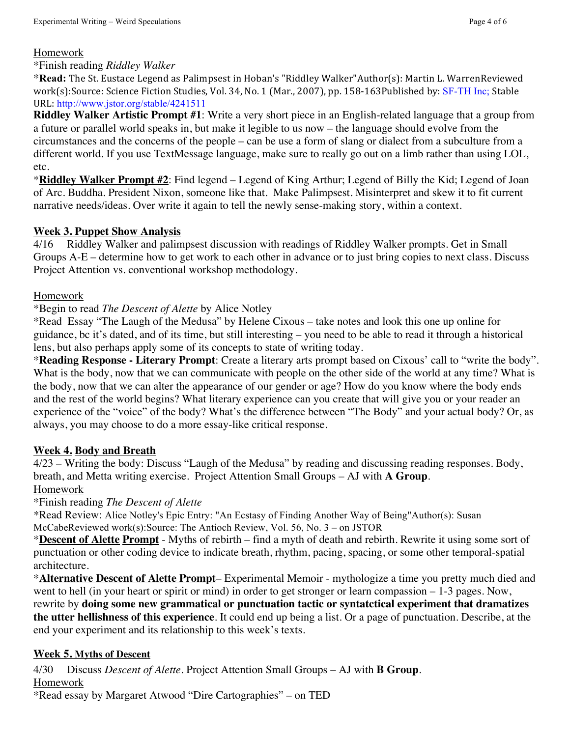Homework

*Finish reading *Riddley Walker*

***Read:** The St. Eustace Legend as Palimpsest in Hoban's "Riddley Walker"Author(s): Martin L. WarrenReviewed work(s):Source: Science Fiction Studies, Vol. 34, No. 1 (Mar., 2007), pp. 158-163Published by: SF-TH Inc; Stable URL: http://www.jstor.org/stable/4241511

**Riddley Walker Artistic Prompt #1**: Write a very short piece in an English-related language that a group from a future or parallel world speaks in, but make it legible to us now – the language should evolve from the circumstances and the concerns of the people – can be use a form of slang or dialect from a subculture from a different world. If you use TextMessage language, make sure to really go out on a limb rather than using LOL, etc.

***Riddley Walker Prompt #2**: Find legend – Legend of King Arthur; Legend of Billy the Kid; Legend of Joan of Arc. Buddha. President Nixon, someone like that. Make Palimpsest. Misinterpret and skew it to fit current narrative needs/ideas. Over write it again to tell the newly sense-making story, within a context.

## Week 3. Puppet Show Analysis

4/16 Riddley Walker and palimpsest discussion with readings of Riddley Walker prompts. Get in Small Groups A-E – determine how to get work to each other in advance or to just bring copies to next class. Discuss Project Attention vs. conventional workshop methodology.

Homework

*Begin to read *The Descent of Alette* by Alice Notley

*Read Essay "The Laugh of the Medusa" by Helene Cixous – take notes and look this one up online for guidance, bc it's dated, and of its time, but still interesting – you need to be able to read it through a historical lens, but also perhaps apply some of its concepts to state of writing today.

***Reading Response - Literary Prompt**: Create a literary arts prompt based on Cixous' call to "write the body". What is the body, now that we can communicate with people on the other side of the world at any time? What is the body, now that we can alter the appearance of our gender or age? How do you know where the body ends and the rest of the world begins? What literary experience can you create that will give you or your reader an experience of the "voice" of the body? What's the difference between "The Body" and your actual body? Or, as always, you may choose to do a more essay-like critical response.

## Week 4. Body and Breath

4/23 – Writing the body: Discuss "Laugh of the Medusa" by reading and discussing reading responses. Body, breath, and Metta writing exercise. Project Attention Small Groups – AJ with **A Group**.

Homework

*Finish reading *The Descent of Alette*

*Read Review: Alice Notley's Epic Entry: "An Ecstasy of Finding Another Way of Being"Author(s): Susan McCabeReviewed work(s):Source: The Antioch Review, Vol. 56, No. 3 – on JSTOR

***Descent of Alette Prompt** - Myths of rebirth – find a myth of death and rebirth. Rewrite it using some sort of punctuation or other coding device to indicate breath, rhythm, pacing, spacing, or some other temporal-spatial architecture.

***Alternative Descent of Alette Prompt**– Experimental Memoir - mythologize a time you pretty much died and went to hell (in your heart or spirit or mind) in order to get stronger or learn compassion – 1-3 pages. Now, rewrite by **doing some new grammatical or punctuation tactic or syntatctical experiment that dramatizes the utter hellishness of this experience**. It could end up being a list. Or a page of punctuation. Describe, at the end your experiment and its relationship to this week's texts.

## Week 5. Myths of Descent

4/30 Discuss *Descent of Alette*. Project Attention Small Groups – AJ with **B Group**.

Homework

*Read essay by Margaret Atwood "Dire Cartographies" – on TED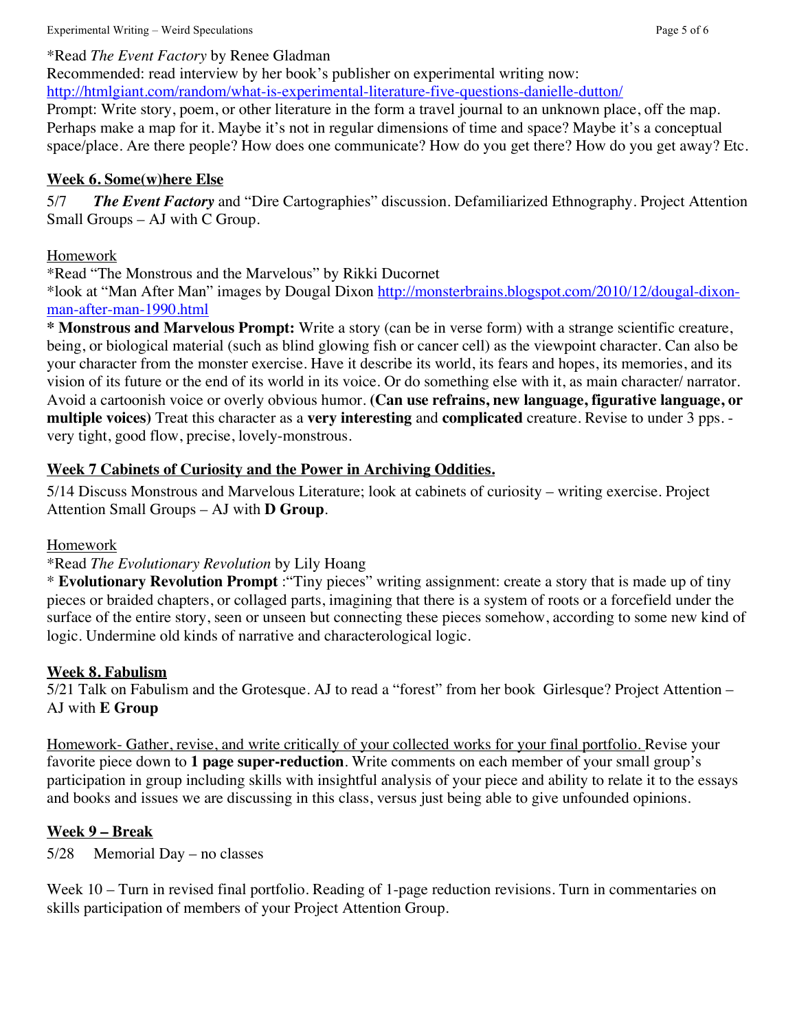*Read *The Event Factory* by Renee Gladman
Recommended: read interview by her book's publisher on experimental writing now:
[http://htmlgiant.com/random/what-is-experimental-literature-five-questions-danielle-dutton/](http://htmlgiant.com/random/what-is-experimental-literature-five-questions-danielle-dutton/)
Prompt: Write story, poem, or other literature in the form a travel journal to an unknown place, off the map. Perhaps make a map for it. Maybe it's not in regular dimensions of time and space? Maybe it's a conceptual space/place. Are there people? How does one communicate? How do you get there? How do you get away? Etc.

## Week 6. Some(w)here Else

5/7 ***The Event Factory*** and "Dire Cartographies" discussion. Defamiliarized Ethnography. Project Attention Small Groups – AJ with C Group.

Homework
*Read "The Monstrous and the Marvelous" by Rikki Ducornet
*look at "Man After Man" images by Dougal Dixon [http://monsterbrains.blogspot.com/2010/12/dougal-dixon-man-after-man-1990.html](http://monsterbrains.blogspot.com/2010/12/dougal-dixon-man-after-man-1990.html)
* **Monstrous and Marvelous Prompt:** Write a story (can be in verse form) with a strange scientific creature, being, or biological material (such as blind glowing fish or cancer cell) as the viewpoint character. Can also be your character from the monster exercise. Have it describe its world, its fears and hopes, its memories, and its vision of its future or the end of its world in its voice. Or do something else with it, as main character/ narrator. Avoid a cartoonish voice or overly obvious humor. **(Can use refrains, new language, figurative language, or multiple voices)** Treat this character as a **very interesting** and **complicated** creature. Revise to under 3 pps. - very tight, good flow, precise, lovely-monstrous.

## Week 7 Cabinets of Curiosity and the Power in Archiving Oddities.

5/14 Discuss Monstrous and Marvelous Literature; look at cabinets of curiosity – writing exercise. Project Attention Small Groups – AJ with **D Group**.

Homework
*Read *The Evolutionary Revolution* by Lily Hoang
* **Evolutionary Revolution Prompt** :"Tiny pieces" writing assignment: create a story that is made up of tiny pieces or braided chapters, or collaged parts, imagining that there is a system of roots or a forcefield under the surface of the entire story, seen or unseen but connecting these pieces somehow, according to some new kind of logic. Undermine old kinds of narrative and characterological logic.

## Week 8. Fabulism

5/21 Talk on Fabulism and the Grotesque. AJ to read a "forest" from her book Girlesque? Project Attention – AJ with **E Group**

Homework- Gather, revise, and write critically of your collected works for your final portfolio. Revise your favorite piece down to **1 page super-reduction**. Write comments on each member of your small group's participation in group including skills with insightful analysis of your piece and ability to relate it to the essays and books and issues we are discussing in this class, versus just being able to give unfounded opinions.

## Week 9 – Break

5/28 Memorial Day – no classes

Week 10 – Turn in revised final portfolio. Reading of 1-page reduction revisions. Turn in commentaries on skills participation of members of your Project Attention Group.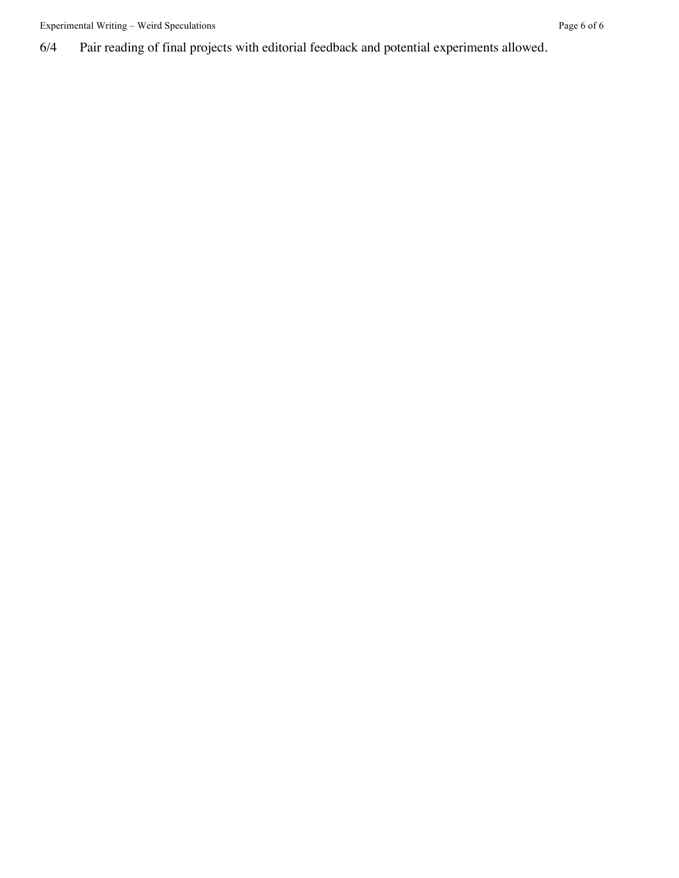6/4 Pair reading of final projects with editorial feedback and potential experiments allowed.